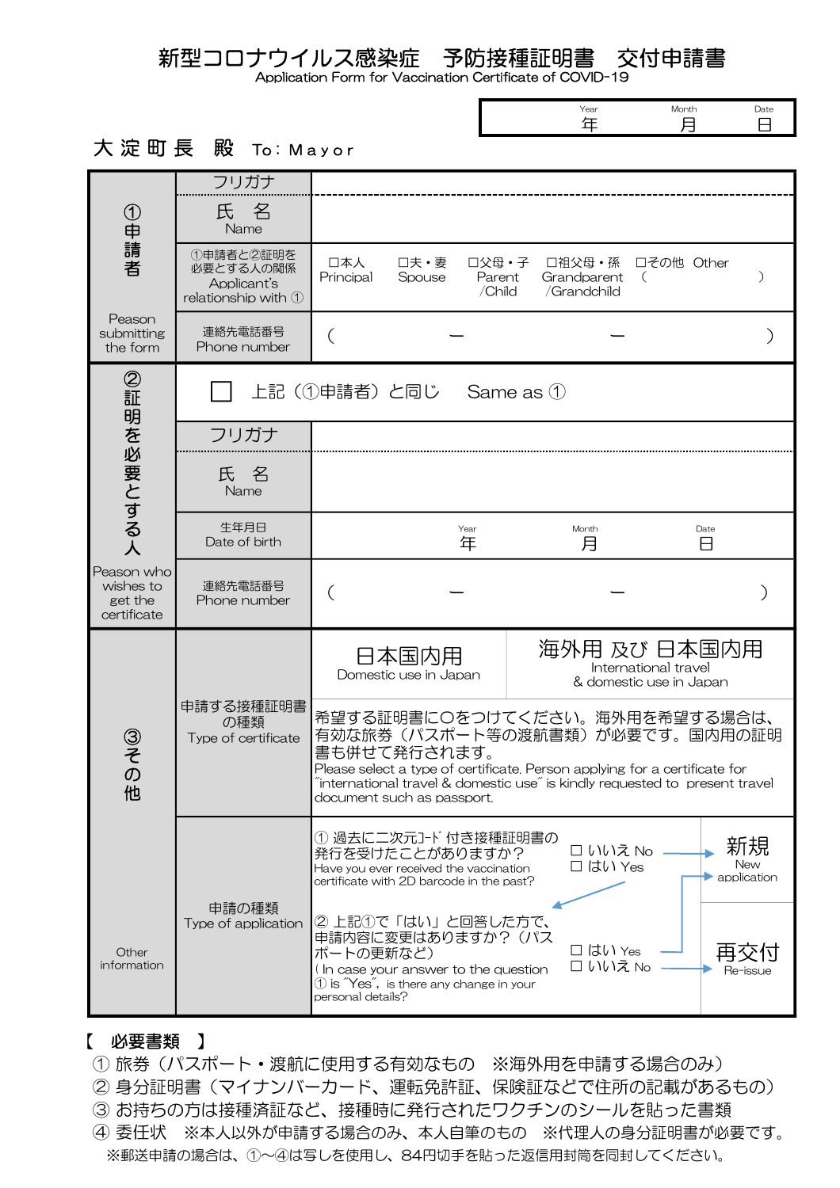# 新型コロナウイルス感染症　予防接種証明書　交付申請書

Application Form for Vaccination Certificate of COVID-19

| Year 年 | Month 月 | Date 日 |
|---|---|---|

大淀町長　殿　To: Mayor

| | | |
|---|---|---|
| ①申請者 Peason submitting the form | フリガナ | |
| | 氏　名 Name | |
| | ①申請者と②証明を必要とする人の関係 Applicant's relationship with ① | □本人 Principal　□夫・妻 Spouse　□父母・子 Parent /Child　□祖父母・孫 Grandparent /Grandchild　□その他 Other （　　　） |
| | 連絡先電話番号 Phone number | （　　－　　－　　） |
| ②証明を必要とする人 Peason who wishes to get the certificate | □　上記（①申請者）と同じ　Same as ① | |
| | フリガナ | |
| | 氏　名 Name | |
| | 生年月日 Date of birth | Year 年　Month 月　Date 日 |
| | 連絡先電話番号 Phone number | （　　－　　－　　） |
| ③その他 Other information | 申請する接種証明書の種類 Type of certificate | 日本国内用 Domestic use in Japan ／ 海外用 及び 日本国内用 International travel & domestic use in Japan<br>希望する証明書に〇をつけてください。海外用を希望する場合は、有効な旅券（パスポート等の渡航書類）が必要です。国内用の証明書も併せて発行されます。<br>Please select a type of certificate. Person applying for a certificate for "international travel & domestic use" is kindly requested to present travel document such as passport. |
| | 申請の種類 Type of application | ① 過去に二次元ｺｰﾄﾞ付き接種証明書の発行を受けたことがありますか？ Have you ever received the vaccination certificate with 2D barcode in the past?　□ いいえ No → 新規 New application　□ はい Yes → ②へ<br>② 上記①で「はい」と回答した方で、申請内容に変更はありますか？（パスポートの更新など）( In case your answer to the question ① is "Yes", is there any change in your personal details?　□ はい Yes → 新規 New application　□ いいえ No → 再交付 Re-issue |

【　必要書類　】

① 旅券（パスポート・渡航に使用する有効なもの　※海外用を申請する場合のみ）

② 身分証明書（マイナンバーカード、運転免許証、保険証などで住所の記載があるもの）

③ お持ちの方は接種済証など、接種時に発行されたワクチンのシールを貼った書類

④ 委任状　※本人以外が申請する場合のみ、本人自筆のもの　※代理人の身分証明書が必要です。

※郵送申請の場合は、①～④は写しを使用し、84円切手を貼った返信用封筒を同封してください。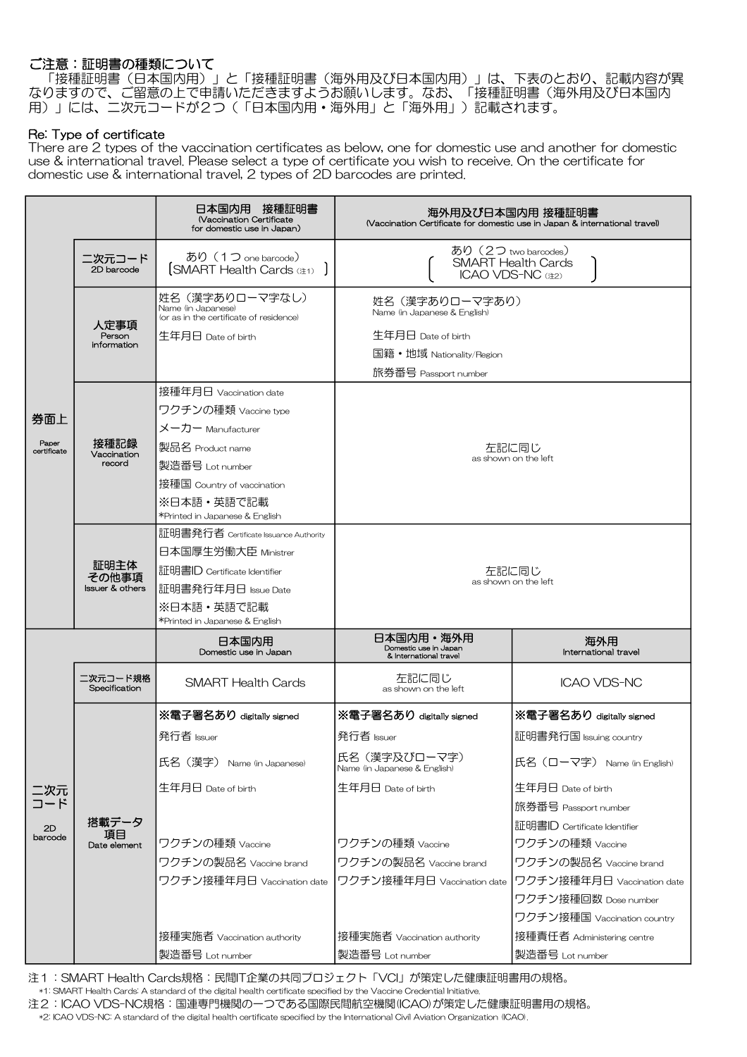## ご注意：証明書の種類について

「接種証明書（日本国内用）」と「接種証明書（海外用及び日本国内用）」は、下表のとおり、記載内容が異なりますので、ご留意の上で申請いただきますようお願いします。なお、「接種証明書（海外用及び日本国内用）」には、二次元コードが２つ（「日本国内用・海外用」と「海外用」）記載されます。

## Re: Type of certificate

There are 2 types of the vaccination certificates as below, one for domestic use and another for domestic use & international travel. Please select a type of certificate you wish to receive. On the certificate for domestic use & international travel, 2 types of 2D barcodes are printed.

| | | 日本国内用　接種証明書 (Vaccination Certificate for domestic use in Japan) | 海外用及び日本国内用 接種証明書 (Vaccination Certificate for domestic use in Japan & international travel) | |
|---|---|---|---|---|
| 券面上 Paper certificate | 二次元コード 2D barcode | あり（１つ one barcode）［SMART Health Cards (注1)］ | あり（２つ two barcodes）（SMART Health Cards ICAO VDS-NC (注2)） | |
| | 人定事項 Person information | 姓名（漢字ありローマ字なし） Name (in Japanese) (or as in the certificate of residence)<br>生年月日 Date of birth | 姓名（漢字ありローマ字あり） Name (in Japanese & English)<br>生年月日 Date of birth<br>国籍・地域 Nationality/Region<br>旅券番号 Passport number | |
| | 接種記録 Vaccination record | 接種年月日 Vaccination date<br>ワクチンの種類 Vaccine type<br>メーカー Manufacturer<br>製品名 Product name<br>製造番号 Lot number<br>接種国 Country of vaccination<br>※日本語・英語で記載 *Printed in Japanese & English | 左記に同じ as shown on the left | |
| | 証明主体 その他事項 Issuer & others | 証明書発行者 Certificate Issuance Authority<br>日本国厚生労働大臣 Ministrer<br>証明書ID Certificate Identifier<br>証明書発行年月日 Issue Date<br>※日本語・英語で記載 *Printed in Japanese & English | 左記に同じ as shown on the left | |
| 二次元コード 2D barcode | | 日本国内用 Domestic use in Japan | 日本国内用・海外用 Domestic use in Japan & international travel | 海外用 International travel |
| | 二次元コード規格 Specification | SMART Health Cards | 左記に同じ as shown on the left | ICAO VDS-NC |
| | 搭載データ項目 Date element | ※電子署名あり digitally signed<br>発行者 Issuer<br>氏名（漢字） Name (in Japanese)<br>生年月日 Date of birth<br>ワクチンの種類 Vaccine<br>ワクチンの製品名 Vaccine brand<br>ワクチン接種年月日 Vaccination date<br>接種実施者 Vaccination authority<br>製造番号 Lot number | ※電子署名あり digitally signed<br>発行者 Issuer<br>氏名（漢字及びローマ字） Name (in Japanese & English)<br>生年月日 Date of birth<br>ワクチンの種類 Vaccine<br>ワクチンの製品名 Vaccine brand<br>ワクチン接種年月日 Vaccination date<br>接種実施者 Vaccination authority<br>製造番号 Lot number | ※電子署名あり digitally signed<br>証明書発行国 Issuing country<br>氏名（ローマ字） Name (in English)<br>生年月日 Date of birth<br>旅券番号 Passport number<br>証明書ID Certificate Identifier<br>ワクチンの種類 Vaccine<br>ワクチンの製品名 Vaccine brand<br>ワクチン接種年月日 Vaccination date<br>ワクチン接種回数 Dose number<br>ワクチン接種国 Vaccination country<br>接種責任者 Administering centre<br>製造番号 Lot number |

注１：SMART Health Cards規格：民間IT企業の共同プロジェクト「VCI」が策定した健康証明書用の規格。
*1: SMART Health Cards: A standard of the digital health certificate specified by the Vaccine Credential Initiative.

注２：ICAO VDS-NC規格：国連専門機関の一つである国際民間航空機関(ICAO)が策定した健康証明書用の規格。
*2: ICAO VDS-NC: A standard of the digital health certificate specified by the International Civil Aviation Organization (ICAO).